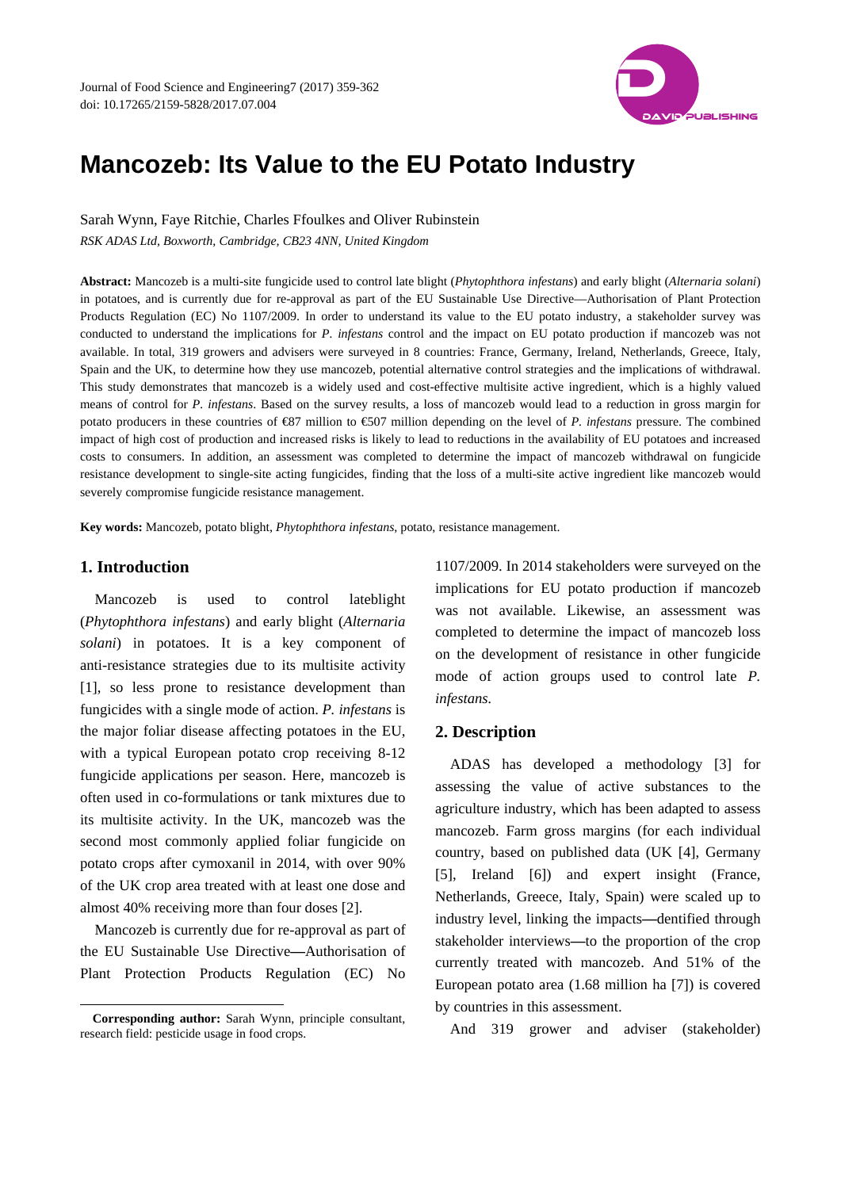# Mancozeb: Its Value to the EU Potato Industry

Sarah Wynn, Faye Ritchie, Charles Ffoulkes and Oliver Rubinstein

*RSK ADAS Ltd, Boxworth, Cambridge, CB23 4NN, United Kingdom*

**Abstract:** Mancozeb is a multi-site fungicide used to control late blight (*Phytophthora infestans*) and early blight (*Alternaria solani*) in potatoes, and is currently due for re-approval as part of the EU Sustainable Use Directive—Authorisation of Plant Protection Products Regulation (EC) No 1107/2009. In order to understand its value to the EU potato industry, a stakeholder survey was conducted to understand the implications for *P. infestans* control and the impact on EU potato production if mancozeb was not available. In total, 319 growers and advisers were surveyed in 8 countries: France, Germany, Ireland, Netherlands, Greece, Italy, Spain and the UK, to determine how they use mancozeb, potential alternative control strategies and the implications of withdrawal. This study demonstrates that mancozeb is a widely used and cost-effective multisite active ingredient, which is a highly valued means of control for *P. infestans*. Based on the survey results, a loss of mancozeb would lead to a reduction in gross margin for potato producers in these countries of €87 million to €507 million depending on the level of *P. infestans* pressure. The combined impact of high cost of production and increased risks is likely to lead to reductions in the availability of EU potatoes and increased costs to consumers. In addition, an assessment was completed to determine the impact of mancozeb withdrawal on fungicide resistance development to single-site acting fungicides, finding that the loss of a multi-site active ingredient like mancozeb would severely compromise fungicide resistance management.

**Key words:** Mancozeb, potato blight, *Phytophthora infestans*, potato, resistance management.

## 1. Introduction

Mancozeb is used to control lateblight (*Phytophthora infestans*) and early blight (*Alternaria solani*) in potatoes. It is a key component of anti-resistance strategies due to its multisite activity [1], so less prone to resistance development than fungicides with a single mode of action. *P. infestans* is the major foliar disease affecting potatoes in the EU, with a typical European potato crop receiving 8-12 fungicide applications per season. Here, mancozeb is often used in co-formulations or tank mixtures due to its multisite activity. In the UK, mancozeb was the second most commonly applied foliar fungicide on potato crops after cymoxanil in 2014, with over 90% of the UK crop area treated with at least one dose and almost 40% receiving more than four doses [2].

Mancozeb is currently due for re-approval as part of the EU Sustainable Use Directive—Authorisation of Plant Protection Products Regulation (EC) No 1107/2009. In 2014 stakeholders were surveyed on the implications for EU potato production if mancozeb was not available. Likewise, an assessment was completed to determine the impact of mancozeb loss on the development of resistance in other fungicide mode of action groups used to control late *P. infestans*.

## 2. Description

ADAS has developed a methodology [3] for assessing the value of active substances to the agriculture industry, which has been adapted to assess mancozeb. Farm gross margins (for each individual country, based on published data (UK [4], Germany [5], Ireland [6]) and expert insight (France, Netherlands, Greece, Italy, Spain) were scaled up to industry level, linking the impacts—dentified through stakeholder interviews—to the proportion of the crop currently treated with mancozeb. And 51% of the European potato area (1.68 million ha [7]) is covered by countries in this assessment.

And 319 grower and adviser (stakeholder)

**Corresponding author:** Sarah Wynn, principle consultant, research field: pesticide usage in food crops.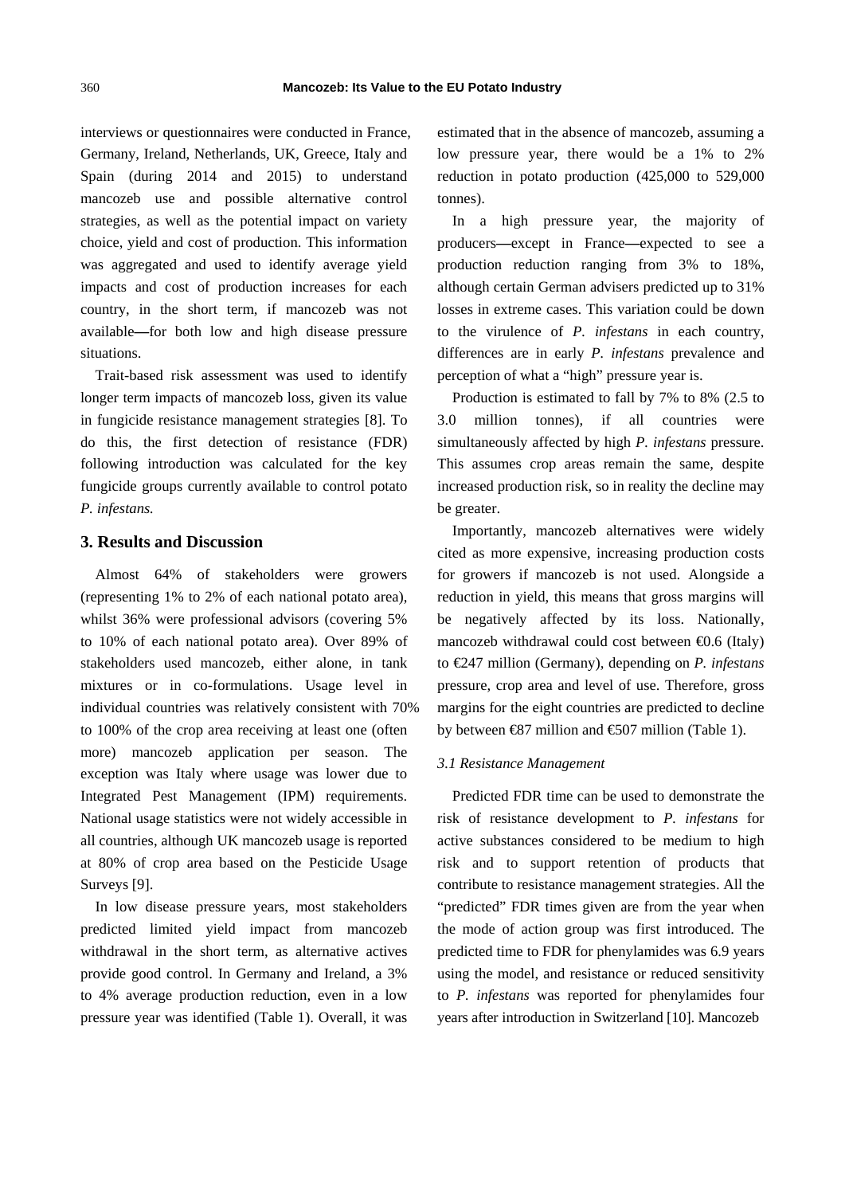interviews or questionnaires were conducted in France, Germany, Ireland, Netherlands, UK, Greece, Italy and Spain (during 2014 and 2015) to understand mancozeb use and possible alternative control strategies, as well as the potential impact on variety choice, yield and cost of production. This information was aggregated and used to identify average yield impacts and cost of production increases for each country, in the short term, if mancozeb was not available—for both low and high disease pressure situations.

Trait-based risk assessment was used to identify longer term impacts of mancozeb loss, given its value in fungicide resistance management strategies [8]. To do this, the first detection of resistance (FDR) following introduction was calculated for the key fungicide groups currently available to control potato *P. infestans.*

## 3. Results and Discussion

Almost 64% of stakeholders were growers (representing 1% to 2% of each national potato area), whilst 36% were professional advisors (covering 5% to 10% of each national potato area). Over 89% of stakeholders used mancozeb, either alone, in tank mixtures or in co-formulations. Usage level in individual countries was relatively consistent with 70% to 100% of the crop area receiving at least one (often more) mancozeb application per season. The exception was Italy where usage was lower due to Integrated Pest Management (IPM) requirements. National usage statistics were not widely accessible in all countries, although UK mancozeb usage is reported at 80% of crop area based on the Pesticide Usage Surveys [9].

In low disease pressure years, most stakeholders predicted limited yield impact from mancozeb withdrawal in the short term, as alternative actives provide good control. In Germany and Ireland, a 3% to 4% average production reduction, even in a low pressure year was identified (Table 1). Overall, it was estimated that in the absence of mancozeb, assuming a low pressure year, there would be a 1% to 2% reduction in potato production (425,000 to 529,000 tonnes).

In a high pressure year, the majority of producers—except in France—expected to see a production reduction ranging from 3% to 18%, although certain German advisers predicted up to 31% losses in extreme cases. This variation could be down to the virulence of *P. infestans* in each country, differences are in early *P. infestans* prevalence and perception of what a "high" pressure year is.

Production is estimated to fall by 7% to 8% (2.5 to 3.0 million tonnes), if all countries were simultaneously affected by high *P. infestans* pressure. This assumes crop areas remain the same, despite increased production risk, so in reality the decline may be greater.

Importantly, mancozeb alternatives were widely cited as more expensive, increasing production costs for growers if mancozeb is not used. Alongside a reduction in yield, this means that gross margins will be negatively affected by its loss. Nationally, mancozeb withdrawal could cost between €0.6 (Italy) to €247 million (Germany), depending on *P. infestans* pressure, crop area and level of use. Therefore, gross margins for the eight countries are predicted to decline by between €87 million and €507 million (Table 1).

### *3.1 Resistance Management*

Predicted FDR time can be used to demonstrate the risk of resistance development to *P. infestans* for active substances considered to be medium to high risk and to support retention of products that contribute to resistance management strategies. All the "predicted" FDR times given are from the year when the mode of action group was first introduced. The predicted time to FDR for phenylamides was 6.9 years using the model, and resistance or reduced sensitivity to *P. infestans* was reported for phenylamides four years after introduction in Switzerland [10]. Mancozeb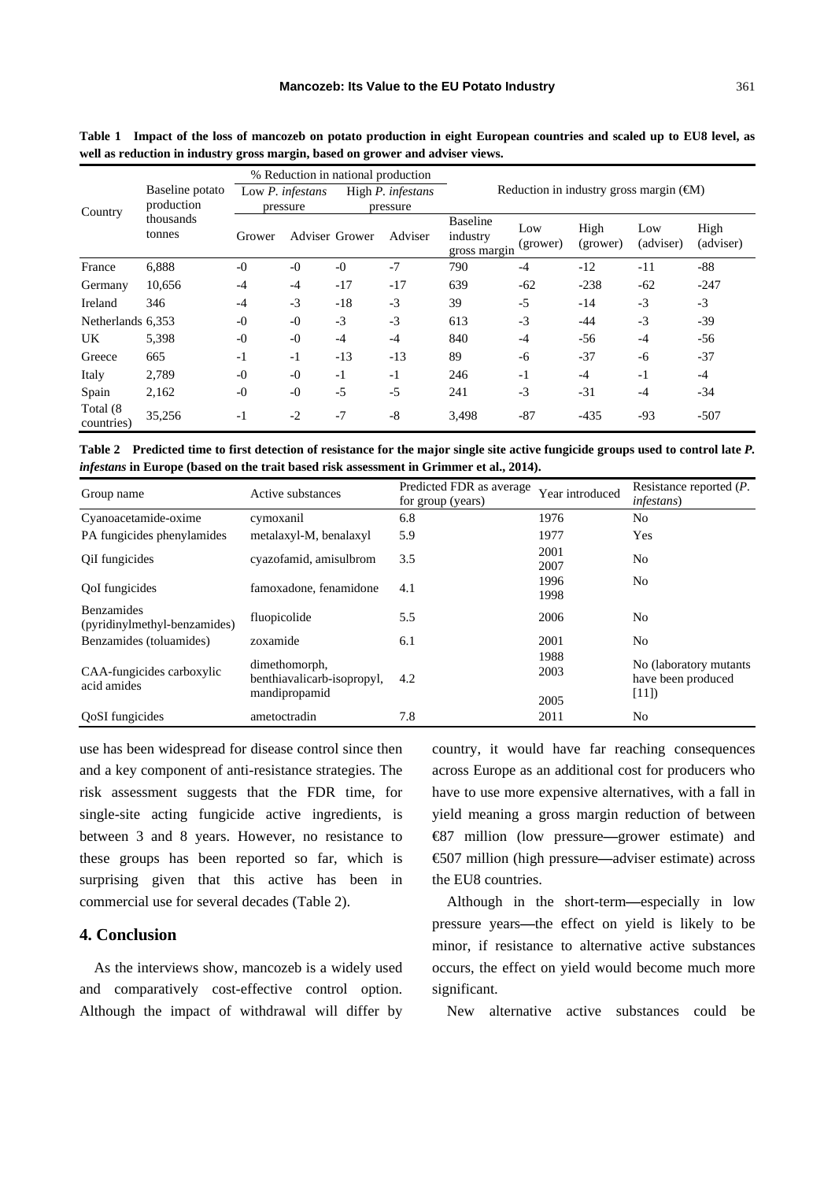**Table 1 Impact of the loss of mancozeb on potato production in eight European countries and scaled up to EU8 level, as well as reduction in industry gross margin, based on grower and adviser views.**

| Country | Baseline potato production thousands tonnes | % Reduction in national production | | | | Reduction in industry gross margin (€M) | | | | |
|---|---|---|---|---|---|---|---|---|---|---|
| | | Low *P. infestans* pressure | | High *P. infestans* pressure | | | | | | |
| | | Grower | Adviser | Grower | Adviser | Baseline industry gross margin | Low (grower) | High (grower) | Low (adviser) | High (adviser) |
| France | 6,888 | -0 | -0 | -0 | -7 | 790 | -4 | -12 | -11 | -88 |
| Germany | 10,656 | -4 | -4 | -17 | -17 | 639 | -62 | -238 | -62 | -247 |
| Ireland | 346 | -4 | -3 | -18 | -3 | 39 | -5 | -14 | -3 | -3 |
| Netherlands | 6,353 | -0 | -0 | -3 | -3 | 613 | -3 | -44 | -3 | -39 |
| UK | 5,398 | -0 | -0 | -4 | -4 | 840 | -4 | -56 | -4 | -56 |
| Greece | 665 | -1 | -1 | -13 | -13 | 89 | -6 | -37 | -6 | -37 |
| Italy | 2,789 | -0 | -0 | -1 | -1 | 246 | -1 | -4 | -1 | -4 |
| Spain | 2,162 | -0 | -0 | -5 | -5 | 241 | -3 | -31 | -4 | -34 |
| Total (8 countries) | 35,256 | -1 | -2 | -7 | -8 | 3,498 | -87 | -435 | -93 | -507 |

**Table 2 Predicted time to first detection of resistance for the major single site active fungicide groups used to control late *P. infestans* in Europe (based on the trait based risk assessment in Grimmer et al., 2014).**

| Group name | Active substances | Predicted FDR as average for group (years) | Year introduced | Resistance reported (*P. infestans*) |
|---|---|---|---|---|
| Cyanoacetamide-oxime | cymoxanil | 6.8 | 1976 | No |
| PA fungicides phenylamides | metalaxyl-M, benalaxyl | 5.9 | 1977 | Yes |
| QiI fungicides | cyazofamid, amisulbrom | 3.5 | 2001<br>2007 | No |
| QoI fungicides | famoxadone, fenamidone | 4.1 | 1996<br>1998 | No |
| Benzamides (pyridinylmethyl-benzamides) | fluopicolide | 5.5 | 2006 | No |
| Benzamides (toluamides) | zoxamide | 6.1 | 2001 | No |
| CAA-fungicides carboxylic acid amides | dimethomorph, benthiavalicarb-isopropyl, mandipropamid | 4.2 | 1988<br>2003<br>2005 | No (laboratory mutants have been produced [11]) |
| QoSI fungicides | ametoctradin | 7.8 | 2011 | No |

use has been widespread for disease control since then and a key component of anti-resistance strategies. The risk assessment suggests that the FDR time, for single-site acting fungicide active ingredients, is between 3 and 8 years. However, no resistance to these groups has been reported so far, which is surprising given that this active has been in commercial use for several decades (Table 2).

## 4. Conclusion

As the interviews show, mancozeb is a widely used and comparatively cost-effective control option. Although the impact of withdrawal will differ by country, it would have far reaching consequences across Europe as an additional cost for producers who have to use more expensive alternatives, with a fall in yield meaning a gross margin reduction of between €87 million (low pressure—grower estimate) and €507 million (high pressure—adviser estimate) across the EU8 countries.

Although in the short-term—especially in low pressure years—the effect on yield is likely to be minor, if resistance to alternative active substances occurs, the effect on yield would become much more significant.

New alternative active substances could be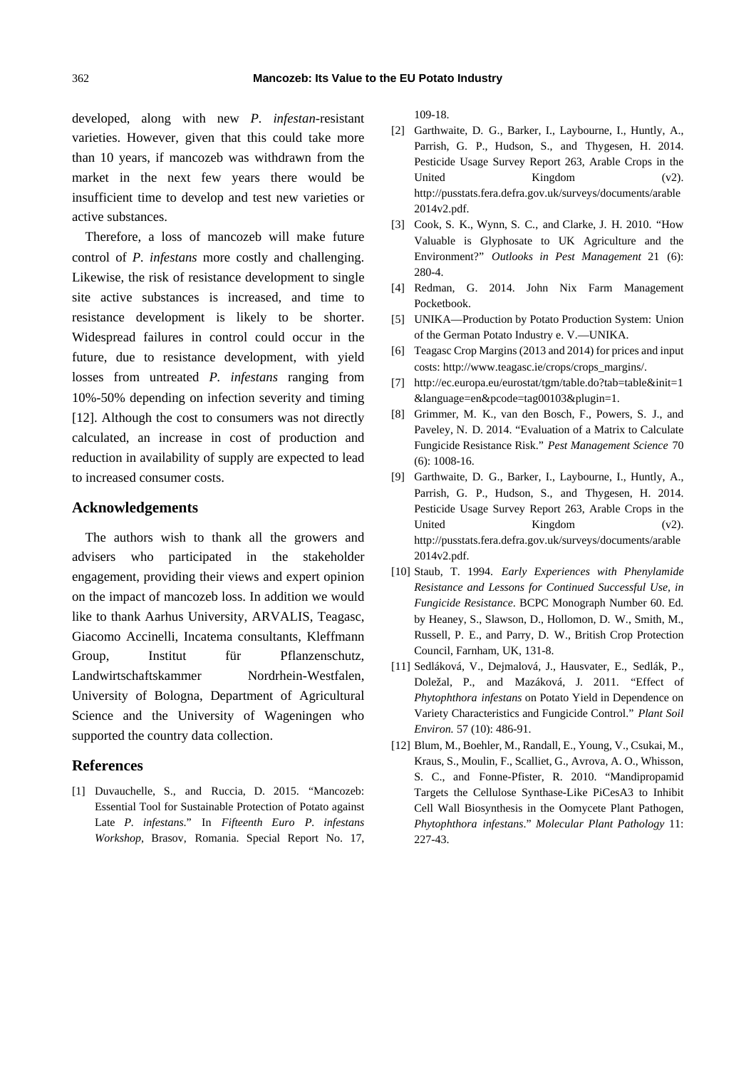developed, along with new *P. infestan*-resistant varieties. However, given that this could take more than 10 years, if mancozeb was withdrawn from the market in the next few years there would be insufficient time to develop and test new varieties or active substances.

Therefore, a loss of mancozeb will make future control of *P. infestans* more costly and challenging. Likewise, the risk of resistance development to single site active substances is increased, and time to resistance development is likely to be shorter. Widespread failures in control could occur in the future, due to resistance development, with yield losses from untreated *P. infestans* ranging from 10%-50% depending on infection severity and timing [12]. Although the cost to consumers was not directly calculated, an increase in cost of production and reduction in availability of supply are expected to lead to increased consumer costs.

## Acknowledgements

The authors wish to thank all the growers and advisers who participated in the stakeholder engagement, providing their views and expert opinion on the impact of mancozeb loss. In addition we would like to thank Aarhus University, ARVALIS, Teagasc, Giacomo Accinelli, Incatema consultants, Kleffmann Group, Institut für Pflanzenschutz, Landwirtschaftskammer Nordrhein-Westfalen, University of Bologna, Department of Agricultural Science and the University of Wageningen who supported the country data collection.

## References

[1] Duvauchelle, S., and Ruccia, D. 2015. "Mancozeb: Essential Tool for Sustainable Protection of Potato against Late *P. infestans*." In *Fifteenth Euro P. infestans Workshop*, Brasov, Romania. Special Report No. 17, 109-18.

[2] Garthwaite, D. G., Barker, I., Laybourne, I., Huntly, A., Parrish, G. P., Hudson, S., and Thygesen, H. 2014. Pesticide Usage Survey Report 263, Arable Crops in the United Kingdom (v2). http://pusstats.fera.defra.gov.uk/surveys/documents/arable2014v2.pdf.

[3] Cook, S. K., Wynn, S. C., and Clarke, J. H. 2010. "How Valuable is Glyphosate to UK Agriculture and the Environment?" *Outlooks in Pest Management* 21 (6): 280-4.

[4] Redman, G. 2014. John Nix Farm Management Pocketbook.

[5] UNIKA—Production by Potato Production System: Union of the German Potato Industry e. V.—UNIKA.

[6] Teagasc Crop Margins (2013 and 2014) for prices and input costs: http://www.teagasc.ie/crops/crops_margins/.

[7] http://ec.europa.eu/eurostat/tgm/table.do?tab=table&init=1&language=en&pcode=tag00103&plugin=1.

[8] Grimmer, M. K., van den Bosch, F., Powers, S. J., and Paveley, N. D. 2014. "Evaluation of a Matrix to Calculate Fungicide Resistance Risk." *Pest Management Science* 70 (6): 1008-16.

[9] Garthwaite, D. G., Barker, I., Laybourne, I., Huntly, A., Parrish, G. P., Hudson, S., and Thygesen, H. 2014. Pesticide Usage Survey Report 263, Arable Crops in the United Kingdom (v2). http://pusstats.fera.defra.gov.uk/surveys/documents/arable2014v2.pdf.

[10] Staub, T. 1994. *Early Experiences with Phenylamide Resistance and Lessons for Continued Successful Use, in Fungicide Resistance*. BCPC Monograph Number 60. Ed. by Heaney, S., Slawson, D., Hollomon, D. W., Smith, M., Russell, P. E., and Parry, D. W., British Crop Protection Council, Farnham, UK, 131-8.

[11] Sedláková, V., Dejmalová, J., Hausvater, E., Sedlák, P., Doležal, P., and Mazáková, J. 2011. "Effect of *Phytophthora infestans* on Potato Yield in Dependence on Variety Characteristics and Fungicide Control." *Plant Soil Environ.* 57 (10): 486-91.

[12] Blum, M., Boehler, M., Randall, E., Young, V., Csukai, M., Kraus, S., Moulin, F., Scalliet, G., Avrova, A. O., Whisson, S. C., and Fonne-Pfister, R. 2010. "Mandipropamid Targets the Cellulose Synthase-Like PiCesA3 to Inhibit Cell Wall Biosynthesis in the Oomycete Plant Pathogen, *Phytophthora infestans*." *Molecular Plant Pathology* 11: 227-43.